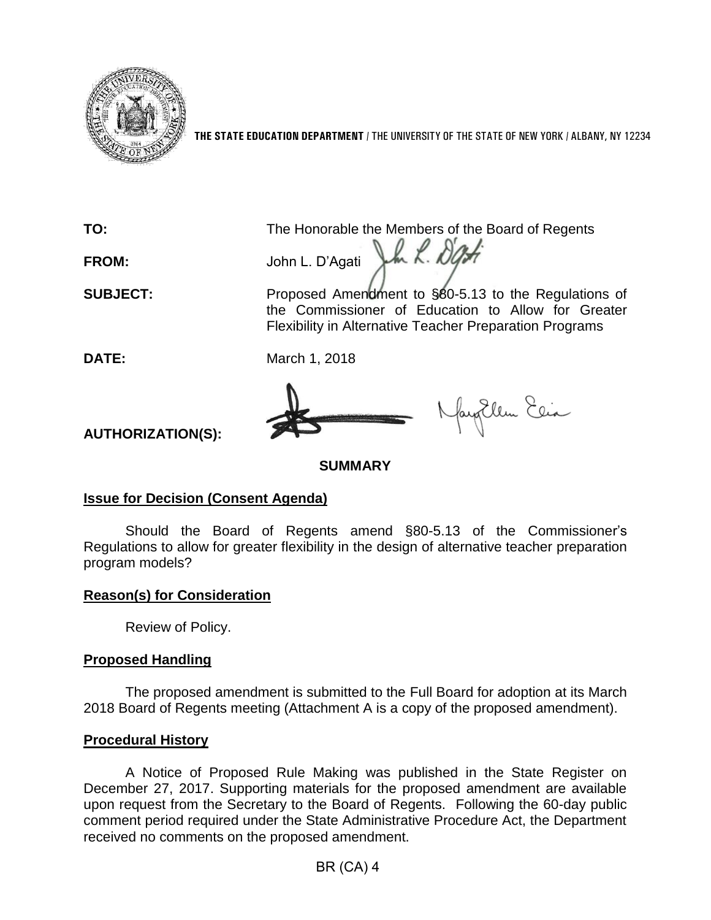**THE STATE EDUCATION DEPARTMENT** / THE UNIVERSITY OF THE STATE OF NEW YORK / ALBANY, NY 12234

**TO:** The Honorable the Members of the Board of Regents

**FROM:** John L. D'Agati

**SUBJECT:** Proposed Amendment to §80-5.13 to the Regulations of the Commissioner of Education to Allow for Greater Flexibility in Alternative Teacher Preparation Programs

**DATE:** March 1, 2018

**AUTHORIZATION(S):**

**SUMMARY**

**Issue for Decision (Consent Agenda)**

Should the Board of Regents amend §80-5.13 of the Commissioner's Regulations to allow for greater flexibility in the design of alternative teacher preparation program models?

**Reason(s) for Consideration**

Review of Policy.

**Proposed Handling**

The proposed amendment is submitted to the Full Board for adoption at its March 2018 Board of Regents meeting (Attachment A is a copy of the proposed amendment).

**Procedural History**

A Notice of Proposed Rule Making was published in the State Register on December 27, 2017. Supporting materials for the proposed amendment are available upon request from the Secretary to the Board of Regents. Following the 60-day public comment period required under the State Administrative Procedure Act, the Department received no comments on the proposed amendment.

BR (CA) 4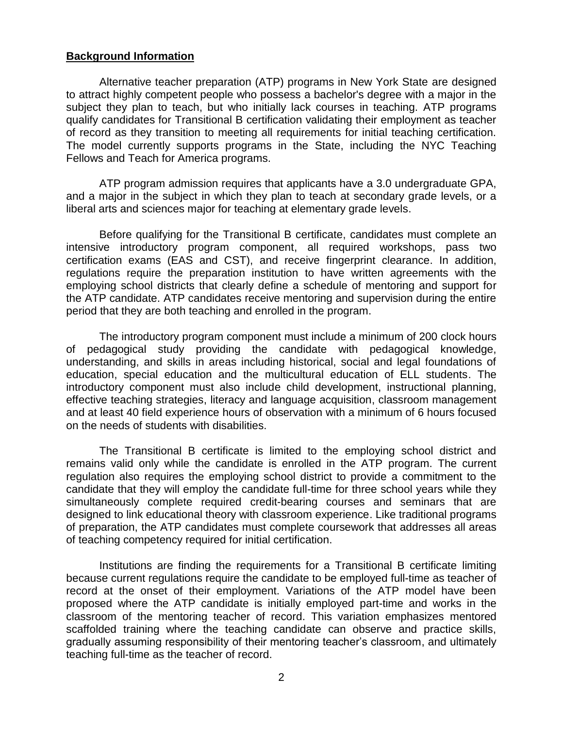## Background Information

Alternative teacher preparation (ATP) programs in New York State are designed to attract highly competent people who possess a bachelor's degree with a major in the subject they plan to teach, but who initially lack courses in teaching. ATP programs qualify candidates for Transitional B certification validating their employment as teacher of record as they transition to meeting all requirements for initial teaching certification. The model currently supports programs in the State, including the NYC Teaching Fellows and Teach for America programs.

ATP program admission requires that applicants have a 3.0 undergraduate GPA, and a major in the subject in which they plan to teach at secondary grade levels, or a liberal arts and sciences major for teaching at elementary grade levels.

Before qualifying for the Transitional B certificate, candidates must complete an intensive introductory program component, all required workshops, pass two certification exams (EAS and CST), and receive fingerprint clearance. In addition, regulations require the preparation institution to have written agreements with the employing school districts that clearly define a schedule of mentoring and support for the ATP candidate. ATP candidates receive mentoring and supervision during the entire period that they are both teaching and enrolled in the program.

The introductory program component must include a minimum of 200 clock hours of pedagogical study providing the candidate with pedagogical knowledge, understanding, and skills in areas including historical, social and legal foundations of education, special education and the multicultural education of ELL students. The introductory component must also include child development, instructional planning, effective teaching strategies, literacy and language acquisition, classroom management and at least 40 field experience hours of observation with a minimum of 6 hours focused on the needs of students with disabilities.

The Transitional B certificate is limited to the employing school district and remains valid only while the candidate is enrolled in the ATP program. The current regulation also requires the employing school district to provide a commitment to the candidate that they will employ the candidate full-time for three school years while they simultaneously complete required credit-bearing courses and seminars that are designed to link educational theory with classroom experience. Like traditional programs of preparation, the ATP candidates must complete coursework that addresses all areas of teaching competency required for initial certification.

Institutions are finding the requirements for a Transitional B certificate limiting because current regulations require the candidate to be employed full-time as teacher of record at the onset of their employment. Variations of the ATP model have been proposed where the ATP candidate is initially employed part-time and works in the classroom of the mentoring teacher of record. This variation emphasizes mentored scaffolded training where the teaching candidate can observe and practice skills, gradually assuming responsibility of their mentoring teacher's classroom, and ultimately teaching full-time as the teacher of record.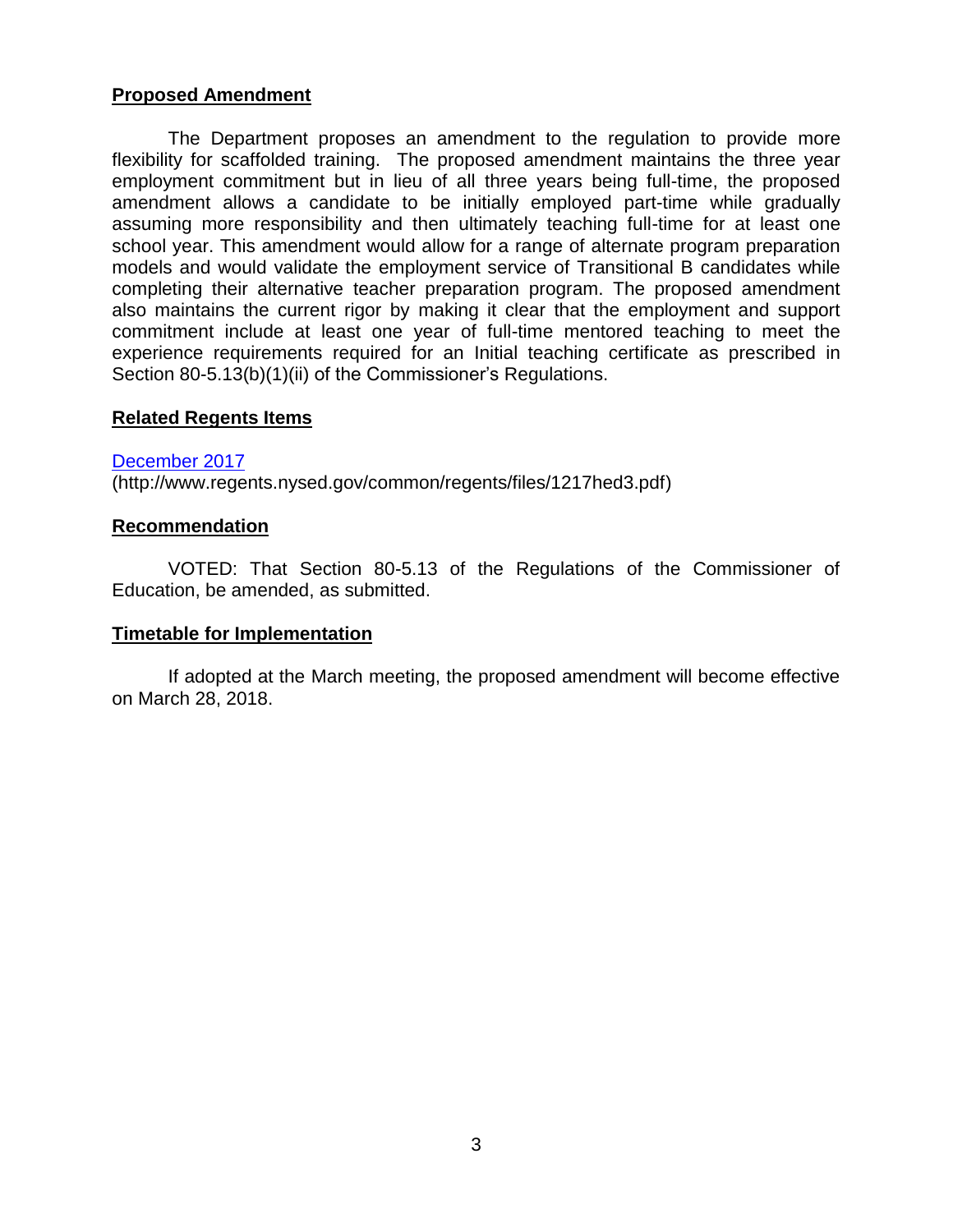**Proposed Amendment**

The Department proposes an amendment to the regulation to provide more flexibility for scaffolded training. The proposed amendment maintains the three year employment commitment but in lieu of all three years being full-time, the proposed amendment allows a candidate to be initially employed part-time while gradually assuming more responsibility and then ultimately teaching full-time for at least one school year. This amendment would allow for a range of alternate program preparation models and would validate the employment service of Transitional B candidates while completing their alternative teacher preparation program. The proposed amendment also maintains the current rigor by making it clear that the employment and support commitment include at least one year of full-time mentored teaching to meet the experience requirements required for an Initial teaching certificate as prescribed in Section 80-5.13(b)(1)(ii) of the Commissioner's Regulations.

**Related Regents Items**

[December 2017](http://www.regents.nysed.gov/common/regents/files/1217hed3.pdf)
(http://www.regents.nysed.gov/common/regents/files/1217hed3.pdf)

**Recommendation**

VOTED: That Section 80-5.13 of the Regulations of the Commissioner of Education, be amended, as submitted.

**Timetable for Implementation**

If adopted at the March meeting, the proposed amendment will become effective on March 28, 2018.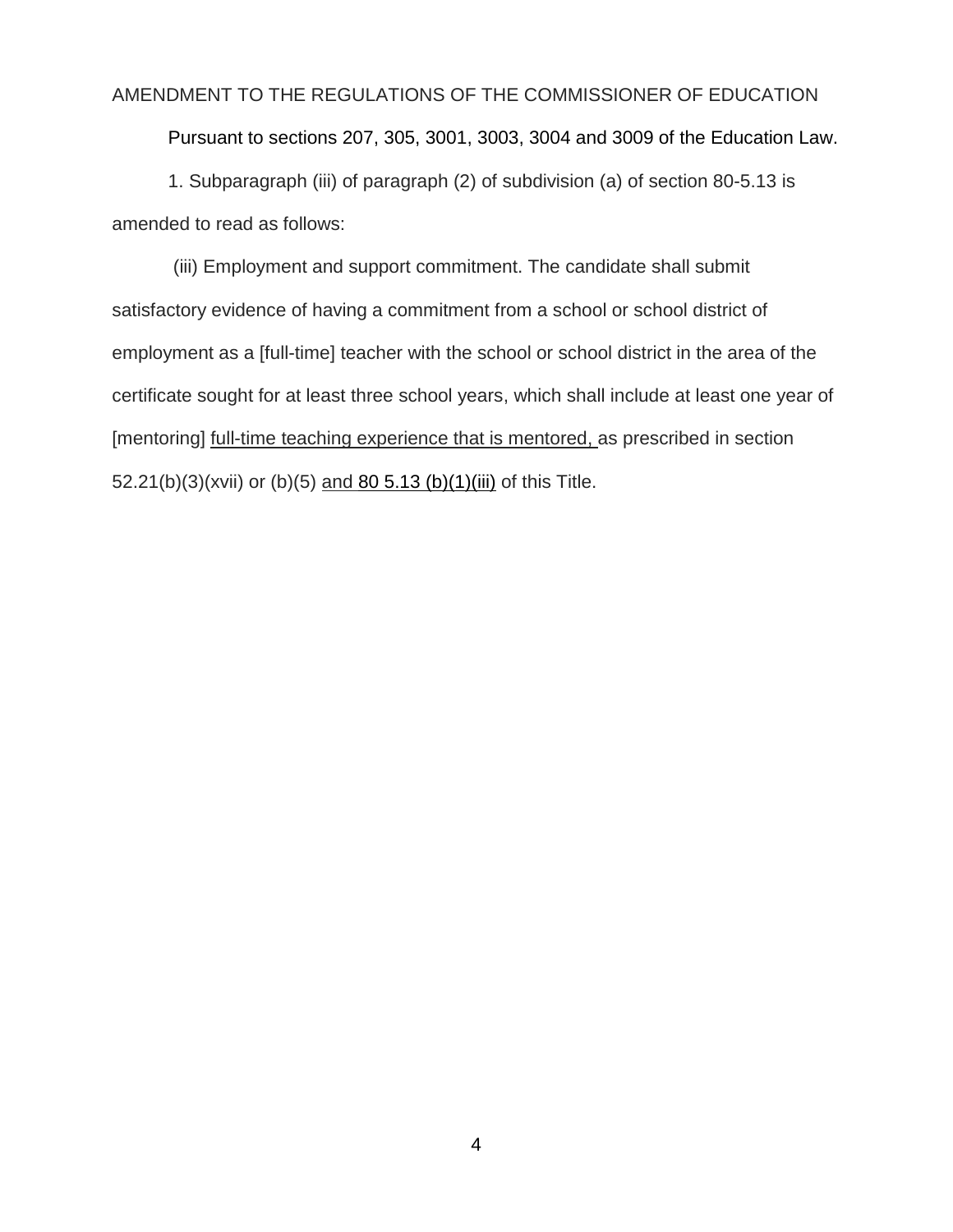AMENDMENT TO THE REGULATIONS OF THE COMMISSIONER OF EDUCATION

Pursuant to sections 207, 305, 3001, 3003, 3004 and 3009 of the Education Law.

1. Subparagraph (iii) of paragraph (2) of subdivision (a) of section 80-5.13 is amended to read as follows:

(iii) Employment and support commitment. The candidate shall submit satisfactory evidence of having a commitment from a school or school district of employment as a [full-time] teacher with the school or school district in the area of the certificate sought for at least three school years, which shall include at least one year of [mentoring] <u>full-time teaching experience that is mentored,</u> as prescribed in section 52.21(b)(3)(xvii) or (b)(5) <u>and 80 5.13 (b)(1)(iii)</u> of this Title.